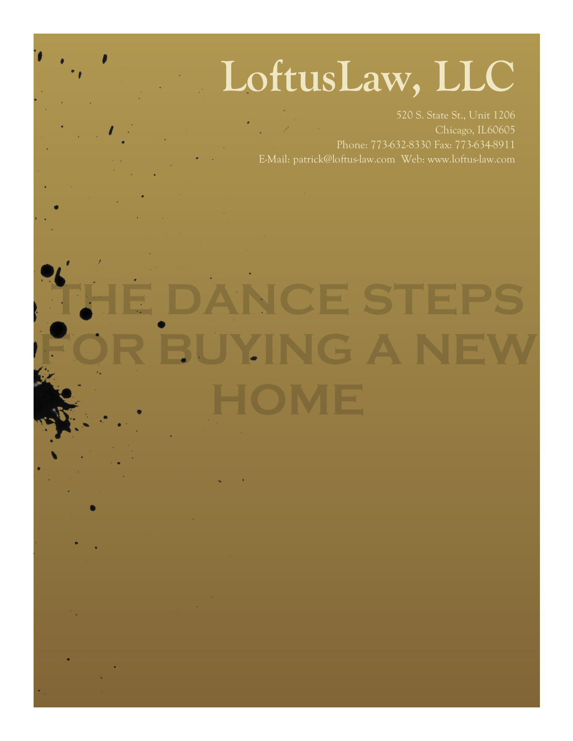# LoftusLaw, LLC

520 S. State St., Unit 1206
Chicago, IL60605
Phone: 773-632-8330 Fax: 773-634-8911
E-Mail: patrick@loftus-law.com Web: www.loftus-law.com

# THE DANCE STEPS FOR BUYING A NEW HOME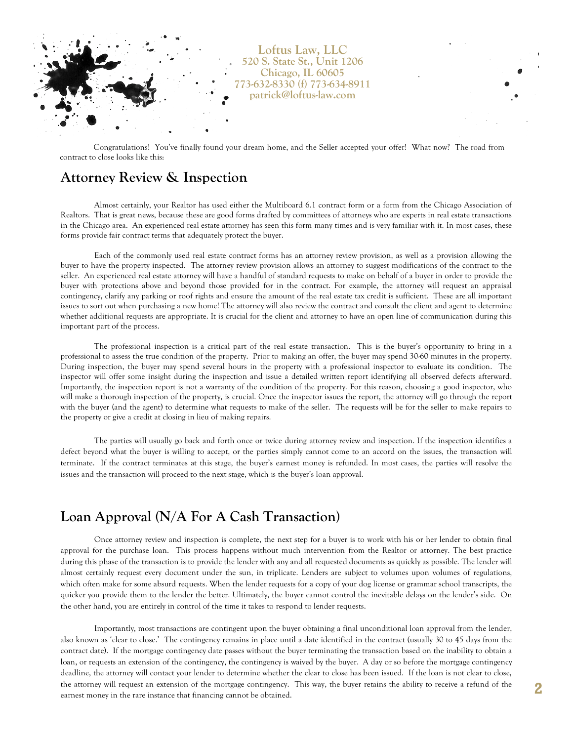Loftus Law, LLC
520 S. State St., Unit 1206
Chicago, IL 60605
773-632-8330 (f) 773-634-8911
patrick@loftus-law.com

Congratulations! You've finally found your dream home, and the Seller accepted your offer! What now? The road from contract to close looks like this:

## Attorney Review & Inspection

Almost certainly, your Realtor has used either the Multiboard 6.1 contract form or a form from the Chicago Association of Realtors. That is great news, because these are good forms drafted by committees of attorneys who are experts in real estate transactions in the Chicago area. An experienced real estate attorney has seen this form many times and is very familiar with it. In most cases, these forms provide fair contract terms that adequately protect the buyer.

Each of the commonly used real estate contract forms has an attorney review provision, as well as a provision allowing the buyer to have the property inspected. The attorney review provision allows an attorney to suggest modifications of the contract to the seller. An experienced real estate attorney will have a handful of standard requests to make on behalf of a buyer in order to provide the buyer with protections above and beyond those provided for in the contract. For example, the attorney will request an appraisal contingency, clarify any parking or roof rights and ensure the amount of the real estate tax credit is sufficient. These are all important issues to sort out when purchasing a new home! The attorney will also review the contract and consult the client and agent to determine whether additional requests are appropriate. It is crucial for the client and attorney to have an open line of communication during this important part of the process.

The professional inspection is a critical part of the real estate transaction. This is the buyer's opportunity to bring in a professional to assess the true condition of the property. Prior to making an offer, the buyer may spend 30-60 minutes in the property. During inspection, the buyer may spend several hours in the property with a professional inspector to evaluate its condition. The inspector will offer some insight during the inspection and issue a detailed written report identifying all observed defects afterward. Importantly, the inspection report is not a warranty of the condition of the property. For this reason, choosing a good inspector, who will make a thorough inspection of the property, is crucial. Once the inspector issues the report, the attorney will go through the report with the buyer (and the agent) to determine what requests to make of the seller. The requests will be for the seller to make repairs to the property or give a credit at closing in lieu of making repairs.

The parties will usually go back and forth once or twice during attorney review and inspection. If the inspection identifies a defect beyond what the buyer is willing to accept, or the parties simply cannot come to an accord on the issues, the transaction will terminate. If the contract terminates at this stage, the buyer's earnest money is refunded. In most cases, the parties will resolve the issues and the transaction will proceed to the next stage, which is the buyer's loan approval.

## Loan Approval (N/A For A Cash Transaction)

Once attorney review and inspection is complete, the next step for a buyer is to work with his or her lender to obtain final approval for the purchase loan. This process happens without much intervention from the Realtor or attorney. The best practice during this phase of the transaction is to provide the lender with any and all requested documents as quickly as possible. The lender will almost certainly request every document under the sun, in triplicate. Lenders are subject to volumes upon volumes of regulations, which often make for some absurd requests. When the lender requests for a copy of your dog license or grammar school transcripts, the quicker you provide them to the lender the better. Ultimately, the buyer cannot control the inevitable delays on the lender's side. On the other hand, you are entirely in control of the time it takes to respond to lender requests.

Importantly, most transactions are contingent upon the buyer obtaining a final unconditional loan approval from the lender, also known as 'clear to close.' The contingency remains in place until a date identified in the contract (usually 30 to 45 days from the contract date). If the mortgage contingency date passes without the buyer terminating the transaction based on the inability to obtain a loan, or requests an extension of the contingency, the contingency is waived by the buyer. A day or so before the mortgage contingency deadline, the attorney will contact your lender to determine whether the clear to close has been issued. If the loan is not clear to close, the attorney will request an extension of the mortgage contingency. This way, the buyer retains the ability to receive a refund of the earnest money in the rare instance that financing cannot be obtained.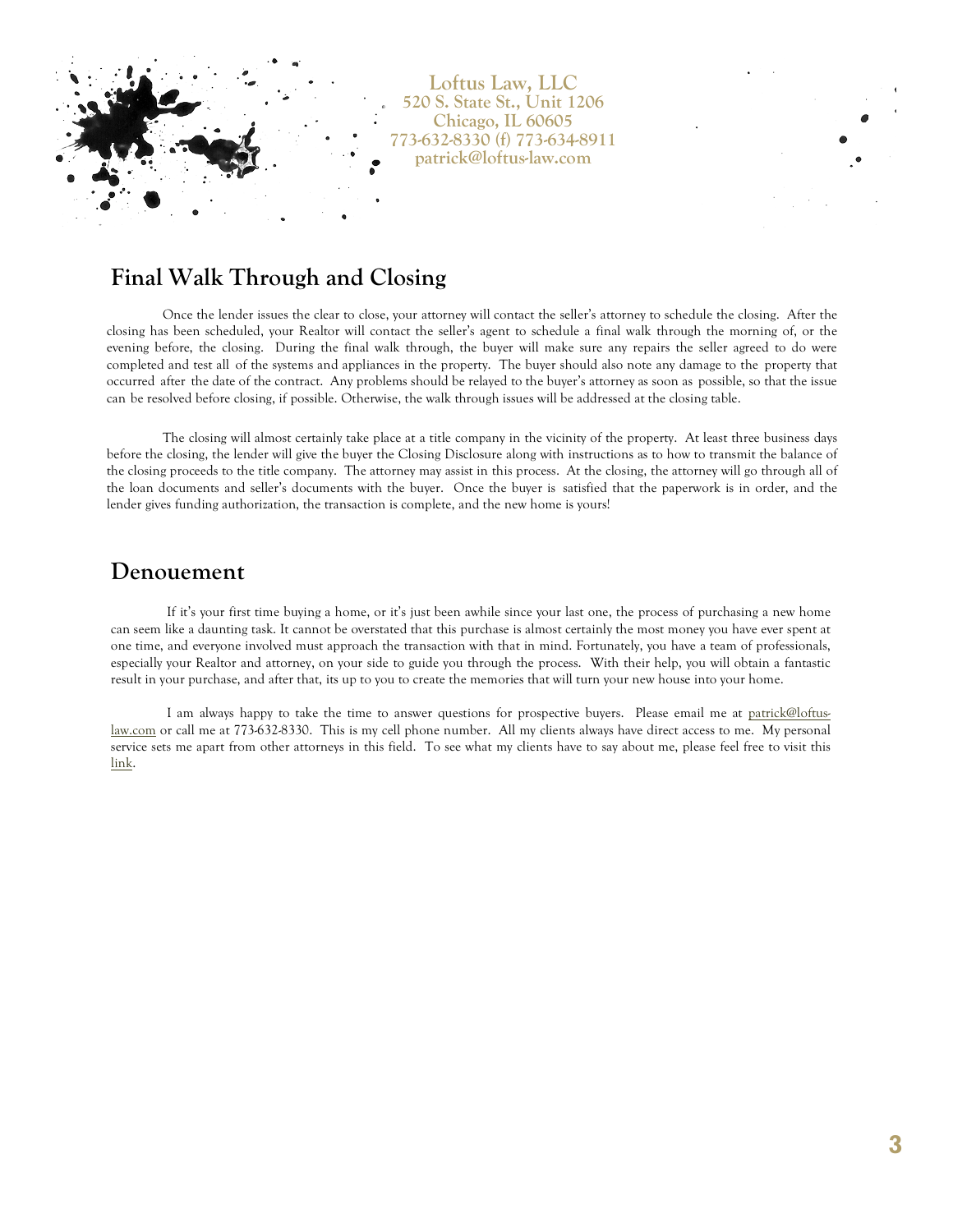Loftus Law, LLC
520 S. State St., Unit 1206
Chicago, IL 60605
773-632-8330 (f) 773-634-8911
patrick@loftus-law.com

## Final Walk Through and Closing

Once the lender issues the clear to close, your attorney will contact the seller's attorney to schedule the closing. After the closing has been scheduled, your Realtor will contact the seller's agent to schedule a final walk through the morning of, or the evening before, the closing. During the final walk through, the buyer will make sure any repairs the seller agreed to do were completed and test all of the systems and appliances in the property. The buyer should also note any damage to the property that occurred after the date of the contract. Any problems should be relayed to the buyer's attorney as soon as possible, so that the issue can be resolved before closing, if possible. Otherwise, the walk through issues will be addressed at the closing table.

The closing will almost certainly take place at a title company in the vicinity of the property. At least three business days before the closing, the lender will give the buyer the Closing Disclosure along with instructions as to how to transmit the balance of the closing proceeds to the title company. The attorney may assist in this process. At the closing, the attorney will go through all of the loan documents and seller's documents with the buyer. Once the buyer is satisfied that the paperwork is in order, and the lender gives funding authorization, the transaction is complete, and the new home is yours!

## Denouement

If it's your first time buying a home, or it's just been awhile since your last one, the process of purchasing a new home can seem like a daunting task. It cannot be overstated that this purchase is almost certainly the most money you have ever spent at one time, and everyone involved must approach the transaction with that in mind. Fortunately, you have a team of professionals, especially your Realtor and attorney, on your side to guide you through the process. With their help, you will obtain a fantastic result in your purchase, and after that, its up to you to create the memories that will turn your new house into your home.

I am always happy to take the time to answer questions for prospective buyers. Please email me at patrick@loftus-law.com or call me at 773-632-8330. This is my cell phone number. All my clients always have direct access to me. My personal service sets me apart from other attorneys in this field. To see what my clients have to say about me, please feel free to visit this link.